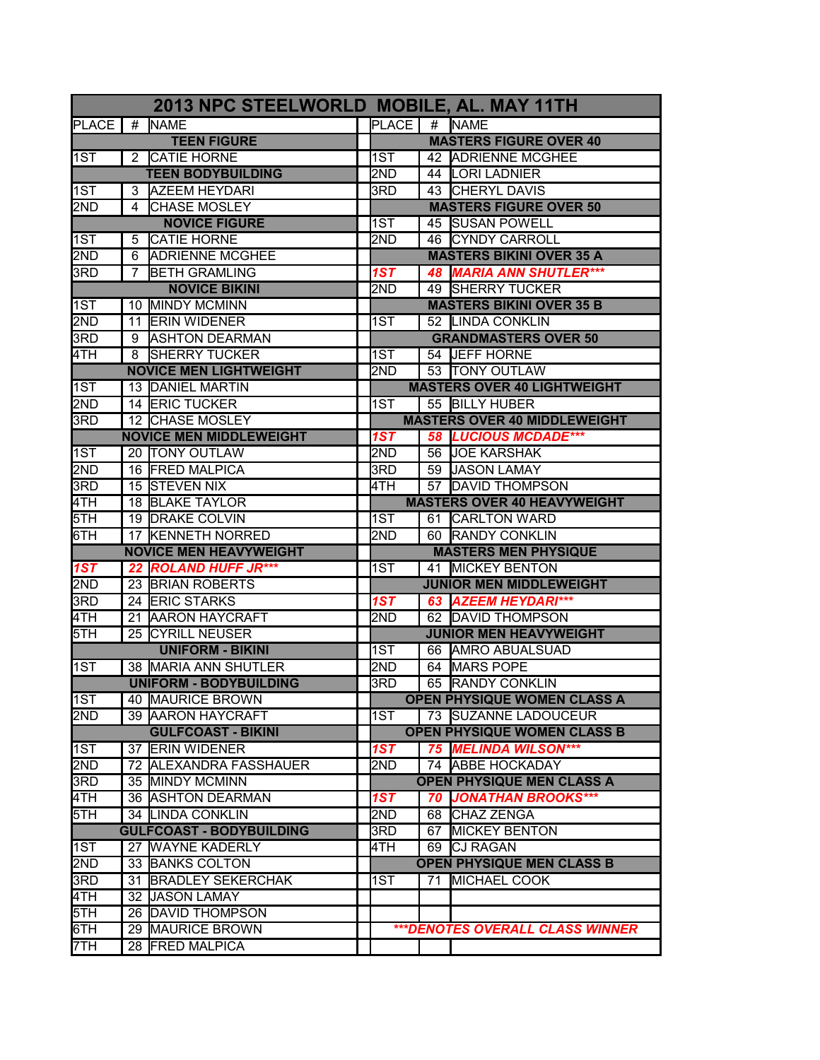# 2013 NPC STEELWORLD MOBILE, AL. MAY 11TH

| PLACE | # | NAME |
|---|---|---|
| **TEEN FIGURE** | | |
| 1ST | 2 | CATIE HORNE |
| **TEEN BODYBUILDING** | | |
| 1ST | 3 | AZEEM HEYDARI |
| 2ND | 4 | CHASE MOSLEY |
| **NOVICE FIGURE** | | |
| 1ST | 5 | CATIE HORNE |
| 2ND | 6 | ADRIENNE MCGHEE |
| 3RD | 7 | BETH GRAMLING |
| **NOVICE BIKINI** | | |
| 1ST | 10 | MINDY MCMINN |
| 2ND | 11 | ERIN WIDENER |
| 3RD | 9 | ASHTON DEARMAN |
| 4TH | 8 | SHERRY TUCKER |
| **NOVICE MEN LIGHTWEIGHT** | | |
| 1ST | 13 | DANIEL MARTIN |
| 2ND | 14 | ERIC TUCKER |
| 3RD | 12 | CHASE MOSLEY |
| **NOVICE MEN MIDDLEWEIGHT** | | |
| 1ST | 20 | TONY OUTLAW |
| 2ND | 16 | FRED MALPICA |
| 3RD | 15 | STEVEN NIX |
| 4TH | 18 | BLAKE TAYLOR |
| 5TH | 19 | DRAKE COLVIN |
| 6TH | 17 | KENNETH NORRED |
| **NOVICE MEN HEAVYWEIGHT** | | |
| ***1ST*** | ***22*** | ***ROLAND HUFF JR**** |
| 2ND | 23 | BRIAN ROBERTS |
| 3RD | 24 | ERIC STARKS |
| 4TH | 21 | AARON HAYCRAFT |
| 5TH | 25 | CYRILL NEUSER |
| **UNIFORM - BIKINI** | | |
| 1ST | 38 | MARIA ANN SHUTLER |
| **UNIFORM - BODYBUILDING** | | |
| 1ST | 40 | MAURICE BROWN |
| 2ND | 39 | AARON HAYCRAFT |
| **GULFCOAST - BIKINI** | | |
| 1ST | 37 | ERIN WIDENER |
| 2ND | 72 | ALEXANDRA FASSHAUER |
| 3RD | 35 | MINDY MCMINN |
| 4TH | 36 | ASHTON DEARMAN |
| 5TH | 34 | LINDA CONKLIN |
| **GULFCOAST - BODYBUILDING** | | |
| 1ST | 27 | WAYNE KADERLY |
| 2ND | 33 | BANKS COLTON |
| 3RD | 31 | BRADLEY SEKERCHAK |
| 4TH | 32 | JASON LAMAY |
| 5TH | 26 | DAVID THOMPSON |
| 6TH | 29 | MAURICE BROWN |
| 7TH | 28 | FRED MALPICA |

| PLACE | # | NAME |
|---|---|---|
| **MASTERS FIGURE OVER 40** | | |
| 1ST | 42 | ADRIENNE MCGHEE |
| 2ND | 44 | LORI LADNIER |
| 3RD | 43 | CHERYL DAVIS |
| **MASTERS FIGURE OVER 50** | | |
| 1ST | 45 | SUSAN POWELL |
| 2ND | 46 | CYNDY CARROLL |
| **MASTERS BIKINI OVER 35 A** | | |
| ***1ST*** | ***48*** | ***MARIA ANN SHUTLER**** |
| 2ND | 49 | SHERRY TUCKER |
| **MASTERS BIKINI OVER 35 B** | | |
| 1ST | 52 | LINDA CONKLIN |
| **GRANDMASTERS OVER 50** | | |
| 1ST | 54 | JEFF HORNE |
| 2ND | 53 | TONY OUTLAW |
| **MASTERS OVER 40 LIGHTWEIGHT** | | |
| 1ST | 55 | BILLY HUBER |
| **MASTERS OVER 40 MIDDLEWEIGHT** | | |
| ***1ST*** | ***58*** | ***LUCIOUS MCDADE**** |
| 2ND | 56 | JOE KARSHAK |
| 3RD | 59 | JASON LAMAY |
| 4TH | 57 | DAVID THOMPSON |
| **MASTERS OVER 40 HEAVYWEIGHT** | | |
| 1ST | 61 | CARLTON WARD |
| 2ND | 60 | RANDY CONKLIN |
| **MASTERS MEN PHYSIQUE** | | |
| 1ST | 41 | MICKEY BENTON |
| **JUNIOR MEN MIDDLEWEIGHT** | | |
| ***1ST*** | ***63*** | ***AZEEM HEYDARI**** |
| 2ND | 62 | DAVID THOMPSON |
| **JUNIOR MEN HEAVYWEIGHT** | | |
| 1ST | 66 | AMRO ABUALSUAD |
| 2ND | 64 | MARS POPE |
| 3RD | 65 | RANDY CONKLIN |
| **OPEN PHYSIQUE WOMEN CLASS A** | | |
| 1ST | 73 | SUZANNE LADOUCEUR |
| **OPEN PHYSIQUE WOMEN CLASS B** | | |
| ***1ST*** | ***75*** | ***MELINDA WILSON**** |
| 2ND | 74 | ABBE HOCKADAY |
| **OPEN PHYSIQUE MEN CLASS A** | | |
| ***1ST*** | ***70*** | ***JONATHAN BROOKS**** |
| 2ND | 68 | CHAZ ZENGA |
| 3RD | 67 | MICKEY BENTON |
| 4TH | 69 | CJ RAGAN |
| **OPEN PHYSIQUE MEN CLASS B** | | |
| 1ST | 71 | MICHAEL COOK |

****DENOTES OVERALL CLASS WINNER*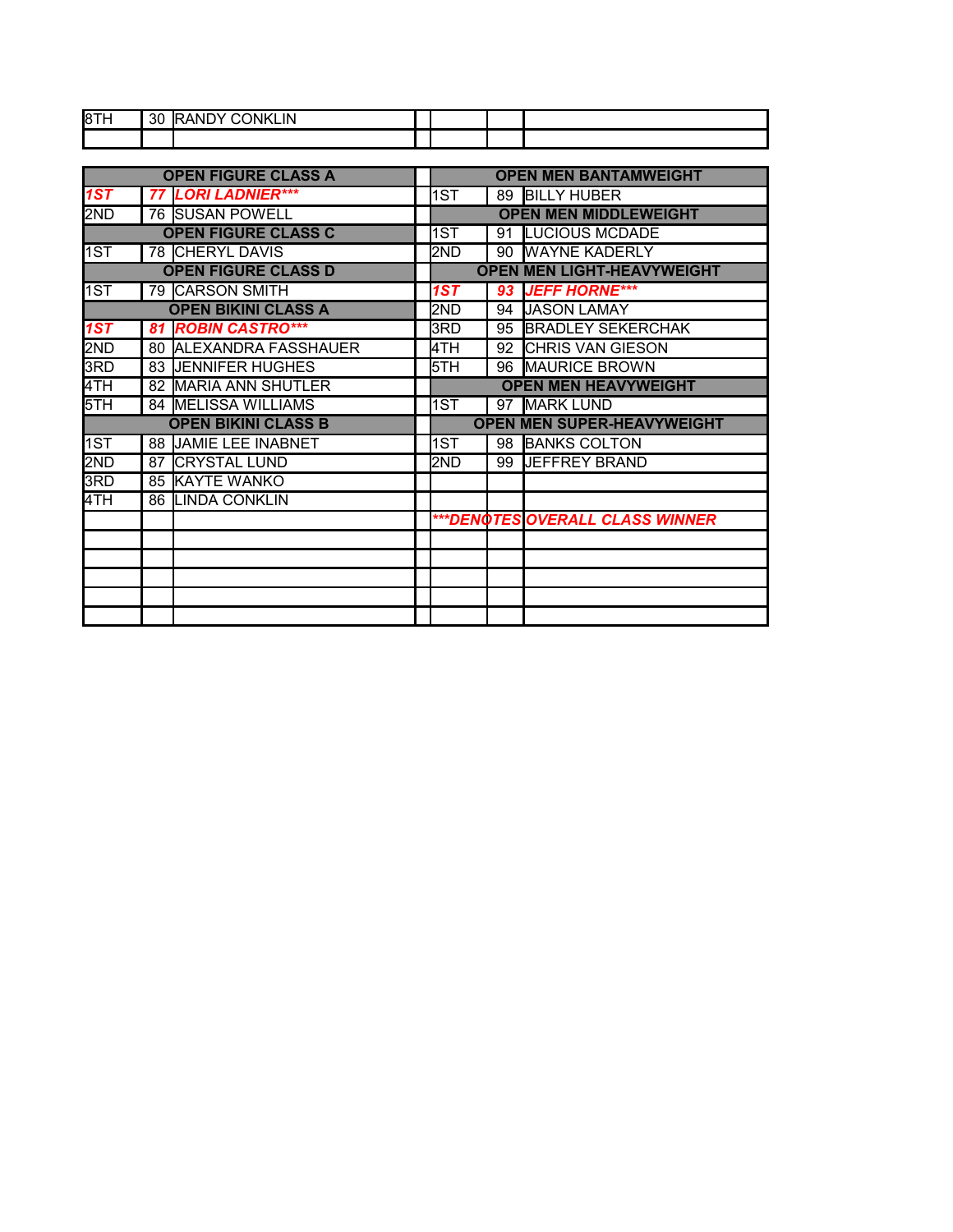| | | | | | |
|---|---|---|---|---|---|
| 8TH | 30 | RANDY CONKLIN | | | |
| | | | | | |

| OPEN FIGURE CLASS A | | | OPEN MEN BANTAMWEIGHT | | |
|---|---|---|---|---|---|
| ***1ST*** | ***77*** | ***LORI LADNIER\*\*\**** | 1ST | 89 | BILLY HUBER |
| 2ND | 76 | SUSAN POWELL | **OPEN MEN MIDDLEWEIGHT** | | |
| **OPEN FIGURE CLASS C** | | | 1ST | 91 | LUCIOUS MCDADE |
| 1ST | 78 | CHERYL DAVIS | 2ND | 90 | WAYNE KADERLY |
| **OPEN FIGURE CLASS D** | | | **OPEN MEN LIGHT-HEAVYWEIGHT** | | |
| 1ST | 79 | CARSON SMITH | ***1ST*** | ***93*** | ***JEFF HORNE\*\*\**** |
| **OPEN BIKINI CLASS A** | | | 2ND | 94 | JASON LAMAY |
| ***1ST*** | ***81*** | ***ROBIN CASTRO\*\*\**** | 3RD | 95 | BRADLEY SEKERCHAK |
| 2ND | 80 | ALEXANDRA FASSHAUER | 4TH | 92 | CHRIS VAN GIESON |
| 3RD | 83 | JENNIFER HUGHES | 5TH | 96 | MAURICE BROWN |
| 4TH | 82 | MARIA ANN SHUTLER | **OPEN MEN HEAVYWEIGHT** | | |
| 5TH | 84 | MELISSA WILLIAMS | 1ST | 97 | MARK LUND |
| **OPEN BIKINI CLASS B** | | | **OPEN MEN SUPER-HEAVYWEIGHT** | | |
| 1ST | 88 | JAMIE LEE INABNET | 1ST | 98 | BANKS COLTON |
| 2ND | 87 | CRYSTAL LUND | 2ND | 99 | JEFFREY BRAND |
| 3RD | 85 | KAYTE WANKO | | | |
| 4TH | 86 | LINDA CONKLIN | | | |
| | | | ***\*\*\*DENOTES OVERALL CLASS WINNER*** | | |